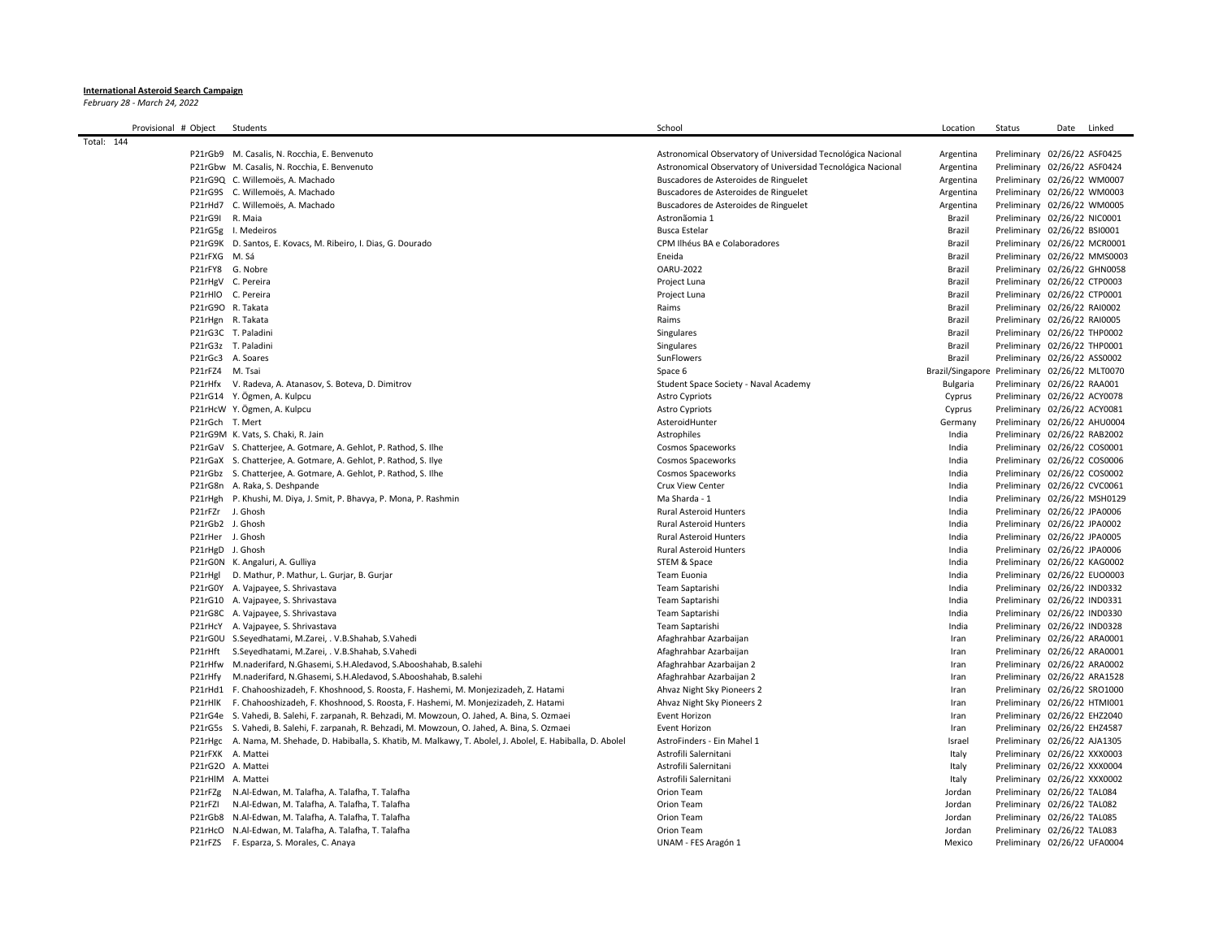**International Asteroid Search Campaign**

*February 28 - March 24, 2022*

| Provisional | # Object | Students | School | Location | Status | Date | Linked |
|---|---|---|---|---|---|---|---|
| Total: 144 | | | | | | | |
| | P21rGb9 | M. Casalis, N. Rocchia, E. Benvenuto | Astronomical Observatory of Universidad Tecnológica Nacional | Argentina | Preliminary | 02/26/22 | ASF0425 |
| | P21rGbw | M. Casalis, N. Rocchia, E. Benvenuto | Astronomical Observatory of Universidad Tecnológica Nacional | Argentina | Preliminary | 02/26/22 | ASF0424 |
| | P21rG9Q | C. Willemoës, A. Machado | Buscadores de Asteroides de Ringuelet | Argentina | Preliminary | 02/26/22 | WM0007 |
| | P21rG9S | C. Willemoës, A. Machado | Buscadores de Asteroides de Ringuelet | Argentina | Preliminary | 02/26/22 | WM0003 |
| | P21rHd7 | C. Willemoës, A. Machado | Buscadores de Asteroides de Ringuelet | Argentina | Preliminary | 02/26/22 | WM0005 |
| | P21rG9I | R. Maia | Astronãomia 1 | Brazil | Preliminary | 02/26/22 | NIC0001 |
| | P21rG5g | I. Medeiros | Busca Estelar | Brazil | Preliminary | 02/26/22 | BSI0001 |
| | P21rG9K | D. Santos, E. Kovacs, M. Ribeiro, I. Dias, G. Dourado | CPM Ilhéus BA e Colaboradores | Brazil | Preliminary | 02/26/22 | MCR0001 |
| | P21rFXG | M. Sá | Eneida | Brazil | Preliminary | 02/26/22 | MMS0003 |
| | P21rFY8 | G. Nobre | OARU-2022 | Brazil | Preliminary | 02/26/22 | GHN0058 |
| | P21rHgV | C. Pereira | Project Luna | Brazil | Preliminary | 02/26/22 | CTP0003 |
| | P21rHlO | C. Pereira | Project Luna | Brazil | Preliminary | 02/26/22 | CTP0001 |
| | P21rG9O | R. Takata | Raims | Brazil | Preliminary | 02/26/22 | RAI0002 |
| | P21rHgn | R. Takata | Raims | Brazil | Preliminary | 02/26/22 | RAI0005 |
| | P21rG3C | T. Paladini | Singulares | Brazil | Preliminary | 02/26/22 | THP0002 |
| | P21rG3z | T. Paladini | Singulares | Brazil | Preliminary | 02/26/22 | THP0001 |
| | P21rGc3 | A. Soares | SunFlowers | Brazil | Preliminary | 02/26/22 | ASS0002 |
| | P21rFZ4 | M. Tsai | Space 6 | Brazil/Singapore | Preliminary | 02/26/22 | MLT0070 |
| | P21rHfx | V. Radeva, A. Atanasov, S. Boteva, D. Dimitrov | Student Space Society - Naval Academy | Bulgaria | Preliminary | 02/26/22 | RAA001 |
| | P21rG14 | Y. Ögmen, A. Kulpcu | Astro Cypriots | Cyprus | Preliminary | 02/26/22 | ACY0078 |
| | P21rHcW | Y. Ögmen, A. Kulpcu | Astro Cypriots | Cyprus | Preliminary | 02/26/22 | ACY0081 |
| | P21rGch | T. Mert | AsteroidHunter | Germany | Preliminary | 02/26/22 | AHU0004 |
| | P21rG9M | K. Vats, S. Chaki, R. Jain | Astrophiles | India | Preliminary | 02/26/22 | RAB2002 |
| | P21rGaV | S. Chatterjee, A. Gotmare, A. Gehlot, P. Rathod, S. Ilhe | Cosmos Spaceworks | India | Preliminary | 02/26/22 | COS0001 |
| | P21rGaX | S. Chatterjee, A. Gotmare, A. Gehlot, P. Rathod, S. Ilye | Cosmos Spaceworks | India | Preliminary | 02/26/22 | COS0006 |
| | P21rGbz | S. Chatterjee, A. Gotmare, A. Gehlot, P. Rathod, S. Ilhe | Cosmos Spaceworks | India | Preliminary | 02/26/22 | COS0002 |
| | P21rG8n | A. Raka, S. Deshpande | Crux View Center | India | Preliminary | 02/26/22 | CVC0061 |
| | P21rHgh | P. Khushi, M. Diya, J. Smit, P. Bhavya, P. Mona, P. Rashmin | Ma Sharda - 1 | India | Preliminary | 02/26/22 | MSH0129 |
| | P21rFZr | J. Ghosh | Rural Asteroid Hunters | India | Preliminary | 02/26/22 | JPA0006 |
| | P21rGb2 | J. Ghosh | Rural Asteroid Hunters | India | Preliminary | 02/26/22 | JPA0002 |
| | P21rHer | J. Ghosh | Rural Asteroid Hunters | India | Preliminary | 02/26/22 | JPA0005 |
| | P21rHgD | J. Ghosh | Rural Asteroid Hunters | India | Preliminary | 02/26/22 | JPA0006 |
| | P21rG0N | K. Angaluri, A. Gulliya | STEM & Space | India | Preliminary | 02/26/22 | KAG0002 |
| | P21rHgl | D. Mathur, P. Mathur, L. Gurjar, B. Gurjar | Team Euonia | India | Preliminary | 02/26/22 | EUO0003 |
| | P21rG0Y | A. Vajpayee, S. Shrivastava | Team Saptarishi | India | Preliminary | 02/26/22 | IND0332 |
| | P21rG10 | A. Vajpayee, S. Shrivastava | Team Saptarishi | India | Preliminary | 02/26/22 | IND0331 |
| | P21rG8C | A. Vajpayee, S. Shrivastava | Team Saptarishi | India | Preliminary | 02/26/22 | IND0330 |
| | P21rHcY | A. Vajpayee, S. Shrivastava | Team Saptarishi | India | Preliminary | 02/26/22 | IND0328 |
| | P21rG0U | S.Seyedhatami, M.Zarei, . V.B.Shahab, S.Vahedi | Afaghrahbar Azarbaijan | Iran | Preliminary | 02/26/22 | ARA0001 |
| | P21rHft | S.Seyedhatami, M.Zarei, . V.B.Shahab, S.Vahedi | Afaghrahbar Azarbaijan | Iran | Preliminary | 02/26/22 | ARA0001 |
| | P21rHfw | M.naderifard, N.Ghasemi, S.H.Aledavod, S.Abooshahab, B.salehi | Afaghrahbar Azarbaijan 2 | Iran | Preliminary | 02/26/22 | ARA0002 |
| | P21rHfy | M.naderifard, N.Ghasemi, S.H.Aledavod, S.Abooshahab, B.salehi | Afaghrahbar Azarbaijan 2 | Iran | Preliminary | 02/26/22 | ARA1528 |
| | P21rHd1 | F. Chahooshizadeh, F. Khoshnood, S. Roosta, F. Hashemi, M. Monjezizadeh, Z. Hatami | Ahvaz Night Sky Pioneers 2 | Iran | Preliminary | 02/26/22 | SRO1000 |
| | P21rHlK | F. Chahooshizadeh, F. Khoshnood, S. Roosta, F. Hashemi, M. Monjezizadeh, Z. Hatami | Ahvaz Night Sky Pioneers 2 | Iran | Preliminary | 02/26/22 | HTMI001 |
| | P21rG4e | S. Vahedi, B. Salehi, F. zarpanah, R. Behzadi, M. Mowzoun, O. Jahed, A. Bina, S. Ozmaei | Event Horizon | Iran | Preliminary | 02/26/22 | EHZ2040 |
| | P21rG5s | S. Vahedi, B. Salehi, F. zarpanah, R. Behzadi, M. Mowzoun, O. Jahed, A. Bina, S. Ozmaei | Event Horizon | Iran | Preliminary | 02/26/22 | EHZ4587 |
| | P21rHgc | A. Nama, M. Shehade, D. Habiballa, S. Khatib, M. Malkawy, T. Abolel, J. Abolel, E. Habiballa, D. Abolel | AstroFinders - Ein Mahel 1 | Israel | Preliminary | 02/26/22 | AJA1305 |
| | P21rFXK | A. Mattei | Astrofili Salernitani | Italy | Preliminary | 02/26/22 | XXX0003 |
| | P21rG2O | A. Mattei | Astrofili Salernitani | Italy | Preliminary | 02/26/22 | XXX0004 |
| | P21rHlM | A. Mattei | Astrofili Salernitani | Italy | Preliminary | 02/26/22 | XXX0002 |
| | P21rFZg | N.Al-Edwan, M. Talafha, A. Talafha, T. Talafha | Orion Team | Jordan | Preliminary | 02/26/22 | TAL084 |
| | P21rFZl | N.Al-Edwan, M. Talafha, A. Talafha, T. Talafha | Orion Team | Jordan | Preliminary | 02/26/22 | TAL082 |
| | P21rGb8 | N.Al-Edwan, M. Talafha, A. Talafha, T. Talafha | Orion Team | Jordan | Preliminary | 02/26/22 | TAL085 |
| | P21rHcO | N.Al-Edwan, M. Talafha, A. Talafha, T. Talafha | Orion Team | Jordan | Preliminary | 02/26/22 | TAL083 |
| | P21rFZS | F. Esparza, S. Morales, C. Anaya | UNAM - FES Aragón 1 | Mexico | Preliminary | 02/26/22 | UFA0004 |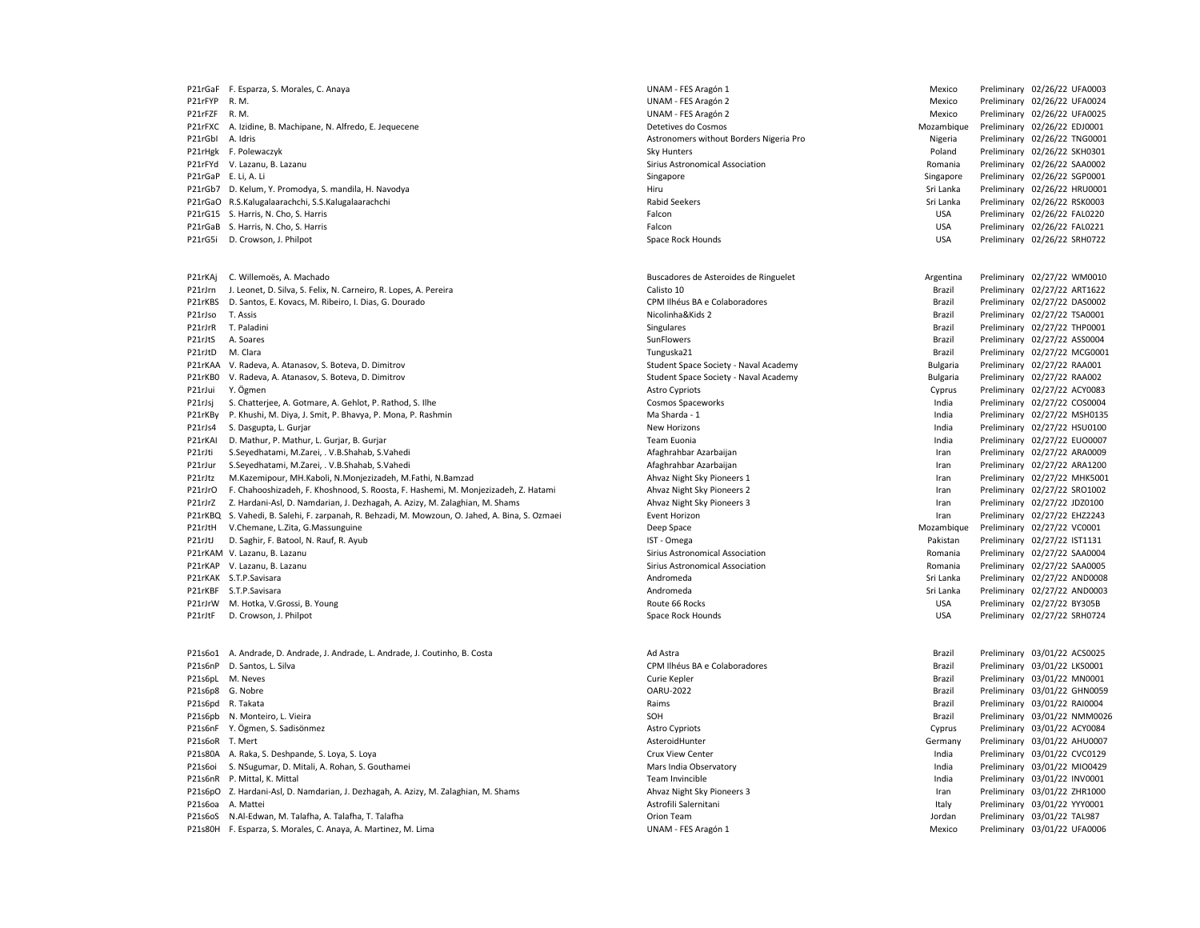| | | | | | | |
|---|---|---|---|---|---|---|
| P21rGaF | F. Esparza, S. Morales, C. Anaya | UNAM - FES Aragón 1 | Mexico | Preliminary | 02/26/22 | UFA0003 |
| P21rFYP | R. M. | UNAM - FES Aragón 2 | Mexico | Preliminary | 02/26/22 | UFA0024 |
| P21rFZF | R. M. | UNAM - FES Aragón 2 | Mexico | Preliminary | 02/26/22 | UFA0025 |
| P21rFXC | A. Izidine, B. Machipane, N. Alfredo, E. Jequecene | Detetives do Cosmos | Mozambique | Preliminary | 02/26/22 | EDJ0001 |
| P21rGbl | A. Idris | Astronomers without Borders Nigeria Pro | Nigeria | Preliminary | 02/26/22 | TNG0001 |
| P21rHgk | F. Polewaczyk | Sky Hunters | Poland | Preliminary | 02/26/22 | SKH0301 |
| P21rFYd | V. Lazanu, B. Lazanu | Sirius Astronomical Association | Romania | Preliminary | 02/26/22 | SAA0002 |
| P21rGaP | E. Li, A. Li | Singapore | Singapore | Preliminary | 02/26/22 | SGP0001 |
| P21rGb7 | D. Kelum, Y. Promodya, S. mandila, H. Navodya | Hiru | Sri Lanka | Preliminary | 02/26/22 | HRU0001 |
| P21rGaO | R.S.Kalugalaarachchi, S.S.Kalugalaarachchi | Rabid Seekers | Sri Lanka | Preliminary | 02/26/22 | RSK0003 |
| P21rG15 | S. Harris, N. Cho, S. Harris | Falcon | USA | Preliminary | 02/26/22 | FAL0220 |
| P21rGaB | S. Harris, N. Cho, S. Harris | Falcon | USA | Preliminary | 02/26/22 | FAL0221 |
| P21rG5i | D. Crowson, J. Philpot | Space Rock Hounds | USA | Preliminary | 02/26/22 | SRH0722 |
| | | | | | | |
| P21rKAj | C. Willemoës, A. Machado | Buscadores de Asteroides de Ringuelet | Argentina | Preliminary | 02/27/22 | WM0010 |
| P21rJrn | J. Leonet, D. Silva, S. Felix, N. Carneiro, R. Lopes, A. Pereira | Calisto 10 | Brazil | Preliminary | 02/27/22 | ART1622 |
| P21rKBS | D. Santos, E. Kovacs, M. Ribeiro, I. Dias, G. Dourado | CPM Ilhéus BA e Colaboradores | Brazil | Preliminary | 02/27/22 | DAS0002 |
| P21rJso | T. Assis | Nicolinha&Kids 2 | Brazil | Preliminary | 02/27/22 | TSA0001 |
| P21rJrR | T. Paladini | Singulares | Brazil | Preliminary | 02/27/22 | THP0001 |
| P21rJtS | A. Soares | SunFlowers | Brazil | Preliminary | 02/27/22 | ASS0004 |
| P21rJtD | M. Clara | Tunguska21 | Brazil | Preliminary | 02/27/22 | MCG0001 |
| P21rKAA | V. Radeva, A. Atanasov, S. Boteva, D. Dimitrov | Student Space Society - Naval Academy | Bulgaria | Preliminary | 02/27/22 | RAA001 |
| P21rKB0 | V. Radeva, A. Atanasov, S. Boteva, D. Dimitrov | Student Space Society - Naval Academy | Bulgaria | Preliminary | 02/27/22 | RAA002 |
| P21rJui | Y. Ögmen | Astro Cypriots | Cyprus | Preliminary | 02/27/22 | ACY0083 |
| P21rJsj | S. Chatterjee, A. Gotmare, A. Gehlot, P. Rathod, S. Ilhe | Cosmos Spaceworks | India | Preliminary | 02/27/22 | COS0004 |
| P21rKBy | P. Khushi, M. Diya, J. Smit, P. Bhavya, P. Mona, P. Rashmin | Ma Sharda - 1 | India | Preliminary | 02/27/22 | MSH0135 |
| P21rJs4 | S. Dasgupta, L. Gurjar | New Horizons | India | Preliminary | 02/27/22 | HSU0100 |
| P21rKAI | D. Mathur, P. Mathur, L. Gurjar, B. Gurjar | Team Euonia | India | Preliminary | 02/27/22 | EUO0007 |
| P21rJti | S.Seyedhatami, M.Zarei, . V.B.Shahab, S.Vahedi | Afaghrahbar Azarbaijan | Iran | Preliminary | 02/27/22 | ARA0009 |
| P21rJur | S.Seyedhatami, M.Zarei, . V.B.Shahab, S.Vahedi | Afaghrahbar Azarbaijan | Iran | Preliminary | 02/27/22 | ARA1200 |
| P21rJtz | M.Kazemipour, MH.Kaboli, N.Monjezizadeh, M.Fathi, N.Bamzad | Ahvaz Night Sky Pioneers 1 | Iran | Preliminary | 02/27/22 | MHK5001 |
| P21rJrO | F. Chahooshizadeh, F. Khoshnood, S. Roosta, F. Hashemi, M. Monjezizadeh, Z. Hatami | Ahvaz Night Sky Pioneers 2 | Iran | Preliminary | 02/27/22 | SRO1002 |
| P21rJrZ | Z. Hardani-Asl, D. Namdarian, J. Dezhagah, A. Azizy, M. Zalaghian, M. Shams | Ahvaz Night Sky Pioneers 3 | Iran | Preliminary | 02/27/22 | JDZ0100 |
| P21rKBQ | S. Vahedi, B. Salehi, F. zarpanah, R. Behzadi, M. Mowzoun, O. Jahed, A. Bina, S. Ozmaei | Event Horizon | Iran | Preliminary | 02/27/22 | EHZ2243 |
| P21rJtH | V.Chemane, L.Zita, G.Massunguine | Deep Space | Mozambique | Preliminary | 02/27/22 | VC0001 |
| P21rJtJ | D. Saghir, F. Batool, N. Rauf, R. Ayub | IST - Omega | Pakistan | Preliminary | 02/27/22 | IST1131 |
| P21rKAM | V. Lazanu, B. Lazanu | Sirius Astronomical Association | Romania | Preliminary | 02/27/22 | SAA0004 |
| P21rKAP | V. Lazanu, B. Lazanu | Sirius Astronomical Association | Romania | Preliminary | 02/27/22 | SAA0005 |
| P21rKAK | S.T.P.Savisara | Andromeda | Sri Lanka | Preliminary | 02/27/22 | AND0008 |
| P21rKBF | S.T.P.Savisara | Andromeda | Sri Lanka | Preliminary | 02/27/22 | AND0003 |
| P21rJrW | M. Hotka, V.Grossi, B. Young | Route 66 Rocks | USA | Preliminary | 02/27/22 | BY305B |
| P21rJtF | D. Crowson, J. Philpot | Space Rock Hounds | USA | Preliminary | 02/27/22 | SRH0724 |
| | | | | | | |
| P21s6o1 | A. Andrade, D. Andrade, J. Andrade, L. Andrade, J. Coutinho, B. Costa | Ad Astra | Brazil | Preliminary | 03/01/22 | ACS0025 |
| P21s6nP | D. Santos, L. Silva | CPM Ilhéus BA e Colaboradores | Brazil | Preliminary | 03/01/22 | LKS0001 |
| P21s6pL | M. Neves | Curie Kepler | Brazil | Preliminary | 03/01/22 | MN0001 |
| P21s6p8 | G. Nobre | OARU-2022 | Brazil | Preliminary | 03/01/22 | GHN0059 |
| P21s6pd | R. Takata | Raims | Brazil | Preliminary | 03/01/22 | RAI0004 |
| P21s6pb | N. Monteiro, L. Vieira | SOH | Brazil | Preliminary | 03/01/22 | NMM0026 |
| P21s6nF | Y. Ögmen, S. Sadisönmez | Astro Cypriots | Cyprus | Preliminary | 03/01/22 | ACY0084 |
| P21s6oR | T. Mert | AsteroidHunter | Germany | Preliminary | 03/01/22 | AHU0007 |
| P21s80A | A. Raka, S. Deshpande, S. Loya, S. Loya | Crux View Center | India | Preliminary | 03/01/22 | CVC0129 |
| P21s6oi | S. NSugumar, D. Mitali, A. Rohan, S. Gouthamei | Mars India Observatory | India | Preliminary | 03/01/22 | MIO0429 |
| P21s6nR | P. Mittal, K. Mittal | Team Invincible | India | Preliminary | 03/01/22 | INV0001 |
| P21s6pO | Z. Hardani-Asl, D. Namdarian, J. Dezhagah, A. Azizy, M. Zalaghian, M. Shams | Ahvaz Night Sky Pioneers 3 | Iran | Preliminary | 03/01/22 | ZHR1000 |
| P21s6oa | A. Mattei | Astrofili Salernitani | Italy | Preliminary | 03/01/22 | YYY0001 |
| P21s6oS | N.Al-Edwan, M. Talafha, A. Talafha, T. Talafha | Orion Team | Jordan | Preliminary | 03/01/22 | TAL987 |
| P21s80H | F. Esparza, S. Morales, C. Anaya, A. Martinez, M. Lima | UNAM - FES Aragón 1 | Mexico | Preliminary | 03/01/22 | UFA0006 |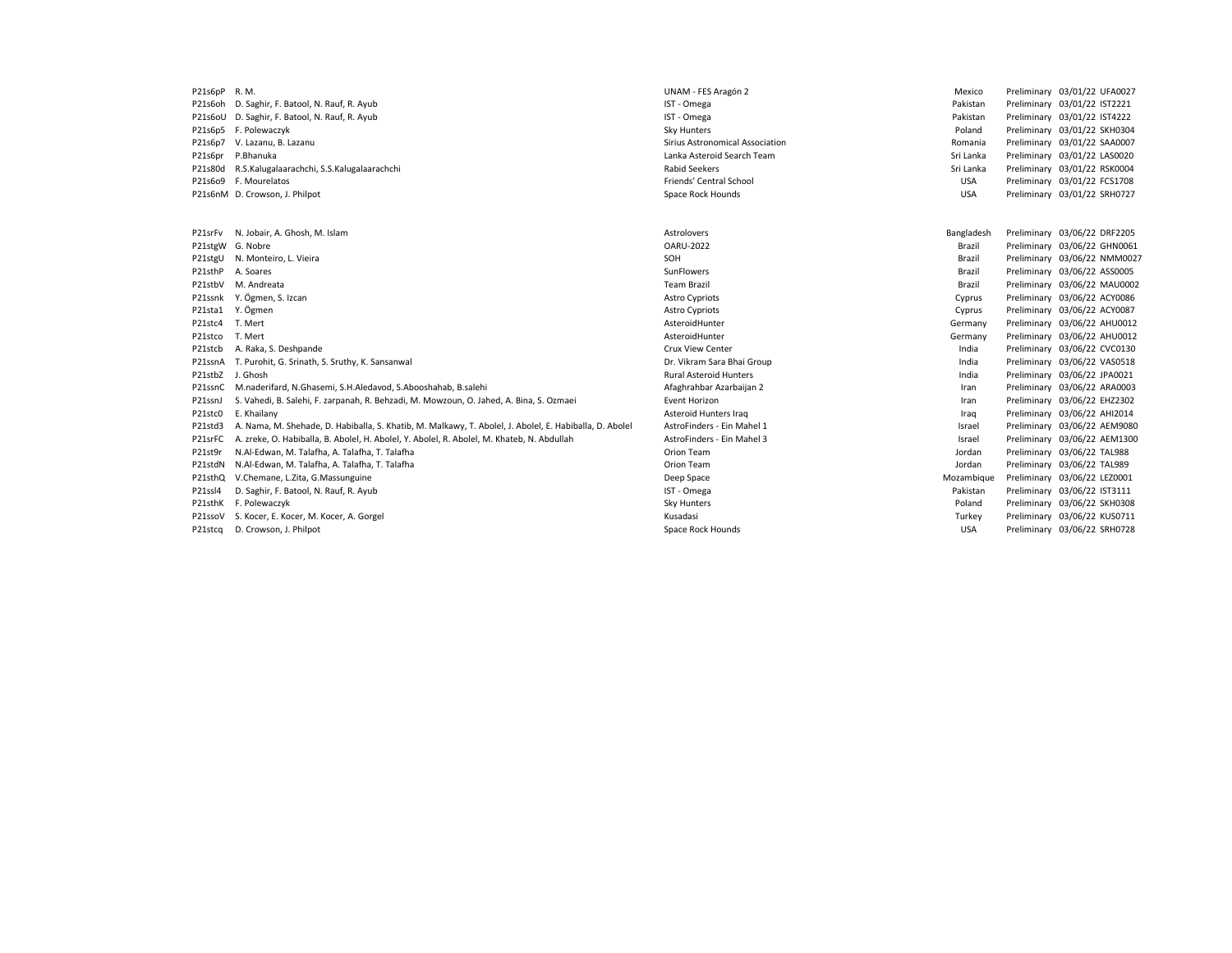| | | | | | | |
|---|---|---|---|---|---|---|
| P21s6pP | R. M. | UNAM - FES Aragón 2 | Mexico | Preliminary | 03/01/22 | UFA0027 |
| P21s6oh | D. Saghir, F. Batool, N. Rauf, R. Ayub | IST - Omega | Pakistan | Preliminary | 03/01/22 | IST2221 |
| P21s6oU | D. Saghir, F. Batool, N. Rauf, R. Ayub | IST - Omega | Pakistan | Preliminary | 03/01/22 | IST4222 |
| P21s6p5 | F. Polewaczyk | Sky Hunters | Poland | Preliminary | 03/01/22 | SKH0304 |
| P21s6p7 | V. Lazanu, B. Lazanu | Sirius Astronomical Association | Romania | Preliminary | 03/01/22 | SAA0007 |
| P21s6pr | P.Bhanuka | Lanka Asteroid Search Team | Sri Lanka | Preliminary | 03/01/22 | LAS0020 |
| P21s80d | R.S.Kalugalaarachchi, S.S.Kalugalaarachchi | Rabid Seekers | Sri Lanka | Preliminary | 03/01/22 | RSK0004 |
| P21s6o9 | F. Mourelatos | Friends' Central School | USA | Preliminary | 03/01/22 | FCS1708 |
| P21s6nM | D. Crowson, J. Philpot | Space Rock Hounds | USA | Preliminary | 03/01/22 | SRH0727 |
| | | | | | | |
| P21srFv | N. Jobair, A. Ghosh, M. Islam | Astrolovers | Bangladesh | Preliminary | 03/06/22 | DRF2205 |
| P21stgW | G. Nobre | OARU-2022 | Brazil | Preliminary | 03/06/22 | GHN0061 |
| P21stgU | N. Monteiro, L. Vieira | SOH | Brazil | Preliminary | 03/06/22 | NMM0027 |
| P21sthP | A. Soares | SunFlowers | Brazil | Preliminary | 03/06/22 | ASS0005 |
| P21stbV | M. Andreata | Team Brazil | Brazil | Preliminary | 03/06/22 | MAU0002 |
| P21ssnk | Y. Ögmen, S. Izcan | Astro Cypriots | Cyprus | Preliminary | 03/06/22 | ACY0086 |
| P21sta1 | Y. Ögmen | Astro Cypriots | Cyprus | Preliminary | 03/06/22 | ACY0087 |
| P21stc4 | T. Mert | AsteroidHunter | Germany | Preliminary | 03/06/22 | AHU0012 |
| P21stco | T. Mert | AsteroidHunter | Germany | Preliminary | 03/06/22 | AHU0012 |
| P21stcb | A. Raka, S. Deshpande | Crux View Center | India | Preliminary | 03/06/22 | CVC0130 |
| P21ssnA | T. Purohit, G. Srinath, S. Sruthy, K. Sansanwal | Dr. Vikram Sara Bhai Group | India | Preliminary | 03/06/22 | VAS0518 |
| P21stbZ | J. Ghosh | Rural Asteroid Hunters | India | Preliminary | 03/06/22 | JPA0021 |
| P21ssnC | M.naderifard, N.Ghasemi, S.H.Aledavod, S.Abooshahab, B.salehi | Afaghrahbar Azarbaijan 2 | Iran | Preliminary | 03/06/22 | ARA0003 |
| P21ssnJ | S. Vahedi, B. Salehi, F. zarpanah, R. Behzadi, M. Mowzoun, O. Jahed, A. Bina, S. Ozmaei | Event Horizon | Iran | Preliminary | 03/06/22 | EHZ2302 |
| P21stc0 | E. Khailany | Asteroid Hunters Iraq | Iraq | Preliminary | 03/06/22 | AHI2014 |
| P21std3 | A. Nama, M. Shehade, D. Habiballa, S. Khatib, M. Malkawy, T. Abolel, J. Abolel, E. Habiballa, D. Abolel | AstroFinders - Ein Mahel 1 | Israel | Preliminary | 03/06/22 | AEM9080 |
| P21srFC | A. zreke, O. Habiballa, B. Abolel, H. Abolel, Y. Abolel, R. Abolel, M. Khateb, N. Abdullah | AstroFinders - Ein Mahel 3 | Israel | Preliminary | 03/06/22 | AEM1300 |
| P21st9r | N.Al-Edwan, M. Talafha, A. Talafha, T. Talafha | Orion Team | Jordan | Preliminary | 03/06/22 | TAL988 |
| P21stdN | N.Al-Edwan, M. Talafha, A. Talafha, T. Talafha | Orion Team | Jordan | Preliminary | 03/06/22 | TAL989 |
| P21sthQ | V.Chemane, L.Zita, G.Massunguine | Deep Space | Mozambique | Preliminary | 03/06/22 | LEZ0001 |
| P21ssl4 | D. Saghir, F. Batool, N. Rauf, R. Ayub | IST - Omega | Pakistan | Preliminary | 03/06/22 | IST3111 |
| P21sthK | F. Polewaczyk | Sky Hunters | Poland | Preliminary | 03/06/22 | SKH0308 |
| P21ssoV | S. Kocer, E. Kocer, M. Kocer, A. Gorgel | Kusadasi | Turkey | Preliminary | 03/06/22 | KUS0711 |
| P21stcq | D. Crowson, J. Philpot | Space Rock Hounds | USA | Preliminary | 03/06/22 | SRH0728 |